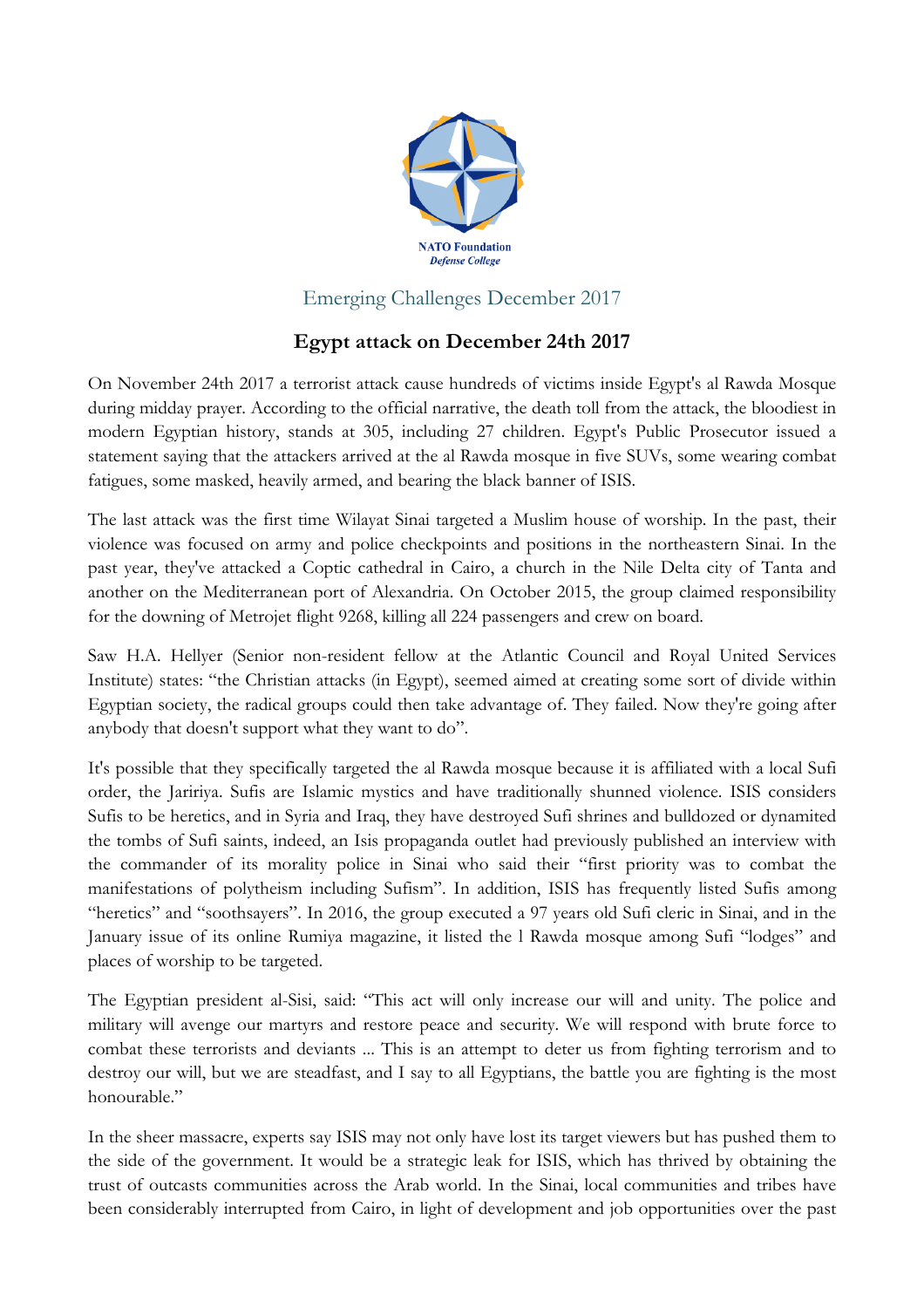NATO Foundation
*Defense College*

Emerging Challenges December 2017

## Egypt attack on December 24th 2017

On November 24th 2017 a terrorist attack cause hundreds of victims inside Egypt's al Rawda Mosque during midday prayer. According to the official narrative, the death toll from the attack, the bloodiest in modern Egyptian history, stands at 305, including 27 children. Egypt's Public Prosecutor issued a statement saying that the attackers arrived at the al Rawda mosque in five SUVs, some wearing combat fatigues, some masked, heavily armed, and bearing the black banner of ISIS.

The last attack was the first time Wilayat Sinai targeted a Muslim house of worship. In the past, their violence was focused on army and police checkpoints and positions in the northeastern Sinai. In the past year, they've attacked a Coptic cathedral in Cairo, a church in the Nile Delta city of Tanta and another on the Mediterranean port of Alexandria. On October 2015, the group claimed responsibility for the downing of Metrojet flight 9268, killing all 224 passengers and crew on board.

Saw H.A. Hellyer (Senior non-resident fellow at the Atlantic Council and Royal United Services Institute) states: "the Christian attacks (in Egypt), seemed aimed at creating some sort of divide within Egyptian society, the radical groups could then take advantage of. They failed. Now they're going after anybody that doesn't support what they want to do".

It's possible that they specifically targeted the al Rawda mosque because it is affiliated with a local Sufi order, the Jaririya. Sufis are Islamic mystics and have traditionally shunned violence. ISIS considers Sufis to be heretics, and in Syria and Iraq, they have destroyed Sufi shrines and bulldozed or dynamited the tombs of Sufi saints, indeed, an Isis propaganda outlet had previously published an interview with the commander of its morality police in Sinai who said their "first priority was to combat the manifestations of polytheism including Sufism". In addition, ISIS has frequently listed Sufis among "heretics" and "soothsayers". In 2016, the group executed a 97 years old Sufi cleric in Sinai, and in the January issue of its online Rumiya magazine, it listed the l Rawda mosque among Sufi "lodges" and places of worship to be targeted.

The Egyptian president al-Sisi, said: "This act will only increase our will and unity. The police and military will avenge our martyrs and restore peace and security. We will respond with brute force to combat these terrorists and deviants ... This is an attempt to deter us from fighting terrorism and to destroy our will, but we are steadfast, and I say to all Egyptians, the battle you are fighting is the most honourable."

In the sheer massacre, experts say ISIS may not only have lost its target viewers but has pushed them to the side of the government. It would be a strategic leak for ISIS, which has thrived by obtaining the trust of outcasts communities across the Arab world. In the Sinai, local communities and tribes have been considerably interrupted from Cairo, in light of development and job opportunities over the past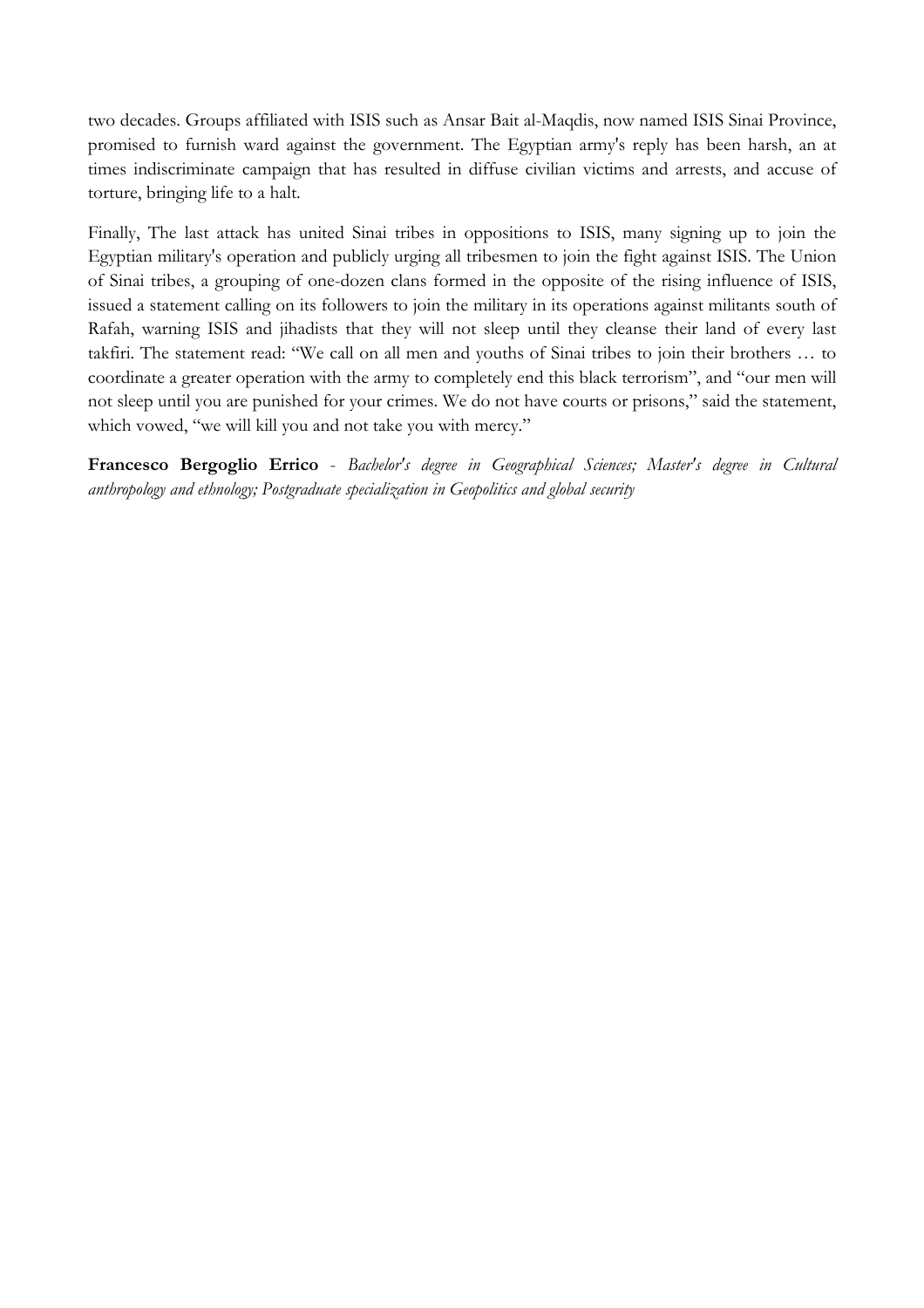two decades. Groups affiliated with ISIS such as Ansar Bait al-Maqdis, now named ISIS Sinai Province, promised to furnish ward against the government. The Egyptian army's reply has been harsh, an at times indiscriminate campaign that has resulted in diffuse civilian victims and arrests, and accuse of torture, bringing life to a halt.

Finally, The last attack has united Sinai tribes in oppositions to ISIS, many signing up to join the Egyptian military's operation and publicly urging all tribesmen to join the fight against ISIS. The Union of Sinai tribes, a grouping of one-dozen clans formed in the opposite of the rising influence of ISIS, issued a statement calling on its followers to join the military in its operations against militants south of Rafah, warning ISIS and jihadists that they will not sleep until they cleanse their land of every last takfiri. The statement read: "We call on all men and youths of Sinai tribes to join their brothers … to coordinate a greater operation with the army to completely end this black terrorism", and "our men will not sleep until you are punished for your crimes. We do not have courts or prisons," said the statement, which vowed, "we will kill you and not take you with mercy."

**Francesco Bergoglio Errico** - *Bachelor's degree in Geographical Sciences; Master's degree in Cultural anthropology and ethnology; Postgraduate specialization in Geopolitics and global security*